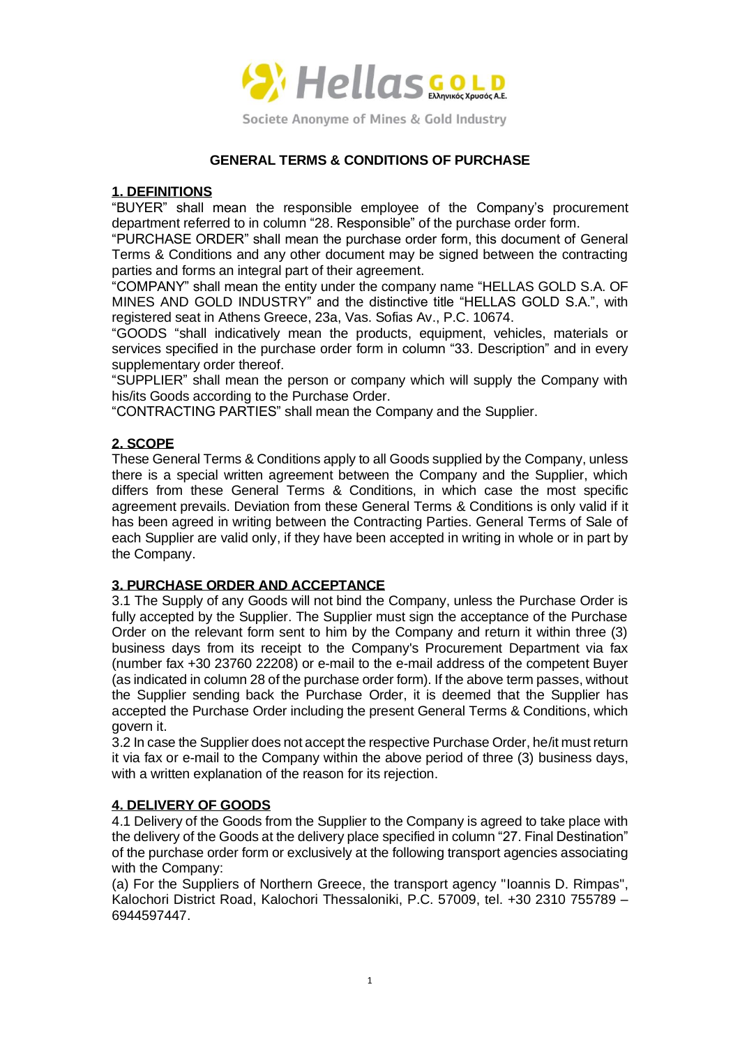Societe Anonyme of Mines & Gold Industry

# GENERAL TERMS & CONDITIONS OF PURCHASE

## 1. DEFINITIONS

"BUYER" shall mean the responsible employee of the Company's procurement department referred to in column "28. Responsible" of the purchase order form.

"PURCHASE ORDER" shall mean the purchase order form, this document of General Terms & Conditions and any other document may be signed between the contracting parties and forms an integral part of their agreement.

"COMPANY" shall mean the entity under the company name "HELLAS GOLD S.A. OF MINES AND GOLD INDUSTRY" and the distinctive title "HELLAS GOLD S.A.", with registered seat in Athens Greece, 23a, Vas. Sofias Av., P.C. 10674.

"GOODS "shall indicatively mean the products, equipment, vehicles, materials or services specified in the purchase order form in column "33. Description" and in every supplementary order thereof.

"SUPPLIER" shall mean the person or company which will supply the Company with his/its Goods according to the Purchase Order.

"CONTRACTING PARTIES" shall mean the Company and the Supplier.

## 2. SCOPE

These General Terms & Conditions apply to all Goods supplied by the Company, unless there is a special written agreement between the Company and the Supplier, which differs from these General Terms & Conditions, in which case the most specific agreement prevails. Deviation from these General Terms & Conditions is only valid if it has been agreed in writing between the Contracting Parties. General Terms of Sale of each Supplier are valid only, if they have been accepted in writing in whole or in part by the Company.

## 3. PURCHASE ORDER AND ACCEPTANCE

3.1 The Supply of any Goods will not bind the Company, unless the Purchase Order is fully accepted by the Supplier. The Supplier must sign the acceptance of the Purchase Order on the relevant form sent to him by the Company and return it within three (3) business days from its receipt to the Company's Procurement Department via fax (number fax +30 23760 22208) or e-mail to the e-mail address of the competent Buyer (as indicated in column 28 of the purchase order form). If the above term passes, without the Supplier sending back the Purchase Order, it is deemed that the Supplier has accepted the Purchase Order including the present General Terms & Conditions, which govern it.

3.2 In case the Supplier does not accept the respective Purchase Order, he/it must return it via fax or e-mail to the Company within the above period of three (3) business days, with a written explanation of the reason for its rejection.

## 4. DELIVERY OF GOODS

4.1 Delivery of the Goods from the Supplier to the Company is agreed to take place with the delivery of the Goods at the delivery place specified in column "27. Final Destination" of the purchase order form or exclusively at the following transport agencies associating with the Company:

(a) For the Suppliers of Northern Greece, the transport agency "Ioannis D. Rimpas", Kalochori District Road, Kalochori Thessaloniki, P.C. 57009, tel. +30 2310 755789 – 6944597447.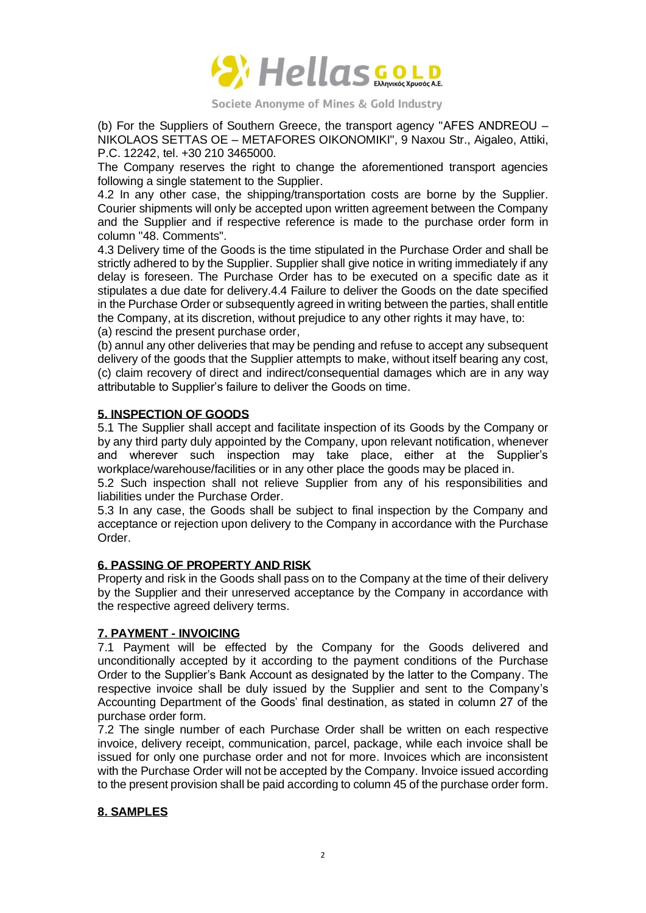(b) For the Suppliers of Southern Greece, the transport agency "AFES ANDREOU – NIKOLAOS SETTAS OE – METAFORES OIKONOMIKI", 9 Naxou Str., Aigaleo, Attiki, P.C. 12242, tel. +30 210 3465000.

The Company reserves the right to change the aforementioned transport agencies following a single statement to the Supplier.

4.2 In any other case, the shipping/transportation costs are borne by the Supplier. Courier shipments will only be accepted upon written agreement between the Company and the Supplier and if respective reference is made to the purchase order form in column "48. Comments".

4.3 Delivery time of the Goods is the time stipulated in the Purchase Order and shall be strictly adhered to by the Supplier. Supplier shall give notice in writing immediately if any delay is foreseen. The Purchase Order has to be executed on a specific date as it stipulates a due date for delivery.4.4 Failure to deliver the Goods on the date specified in the Purchase Order or subsequently agreed in writing between the parties, shall entitle the Company, at its discretion, without prejudice to any other rights it may have, to:

(a) rescind the present purchase order,

(b) annul any other deliveries that may be pending and refuse to accept any subsequent delivery of the goods that the Supplier attempts to make, without itself bearing any cost,

(c) claim recovery of direct and indirect/consequential damages which are in any way attributable to Supplier's failure to deliver the Goods on time.

## 5. INSPECTION OF GOODS

5.1 The Supplier shall accept and facilitate inspection of its Goods by the Company or by any third party duly appointed by the Company, upon relevant notification, whenever and wherever such inspection may take place, either at the Supplier's workplace/warehouse/facilities or in any other place the goods may be placed in.

5.2 Such inspection shall not relieve Supplier from any of his responsibilities and liabilities under the Purchase Order.

5.3 In any case, the Goods shall be subject to final inspection by the Company and acceptance or rejection upon delivery to the Company in accordance with the Purchase Order.

## 6. PASSING OF PROPERTY AND RISK

Property and risk in the Goods shall pass on to the Company at the time of their delivery by the Supplier and their unreserved acceptance by the Company in accordance with the respective agreed delivery terms.

## 7. PAYMENT - INVOICING

7.1 Payment will be effected by the Company for the Goods delivered and unconditionally accepted by it according to the payment conditions of the Purchase Order to the Supplier's Bank Account as designated by the latter to the Company. The respective invoice shall be duly issued by the Supplier and sent to the Company's Accounting Department of the Goods' final destination, as stated in column 27 of the purchase order form.

7.2 The single number of each Purchase Order shall be written on each respective invoice, delivery receipt, communication, parcel, package, while each invoice shall be issued for only one purchase order and not for more. Invoices which are inconsistent with the Purchase Order will not be accepted by the Company. Invoice issued according to the present provision shall be paid according to column 45 of the purchase order form.

## 8. SAMPLES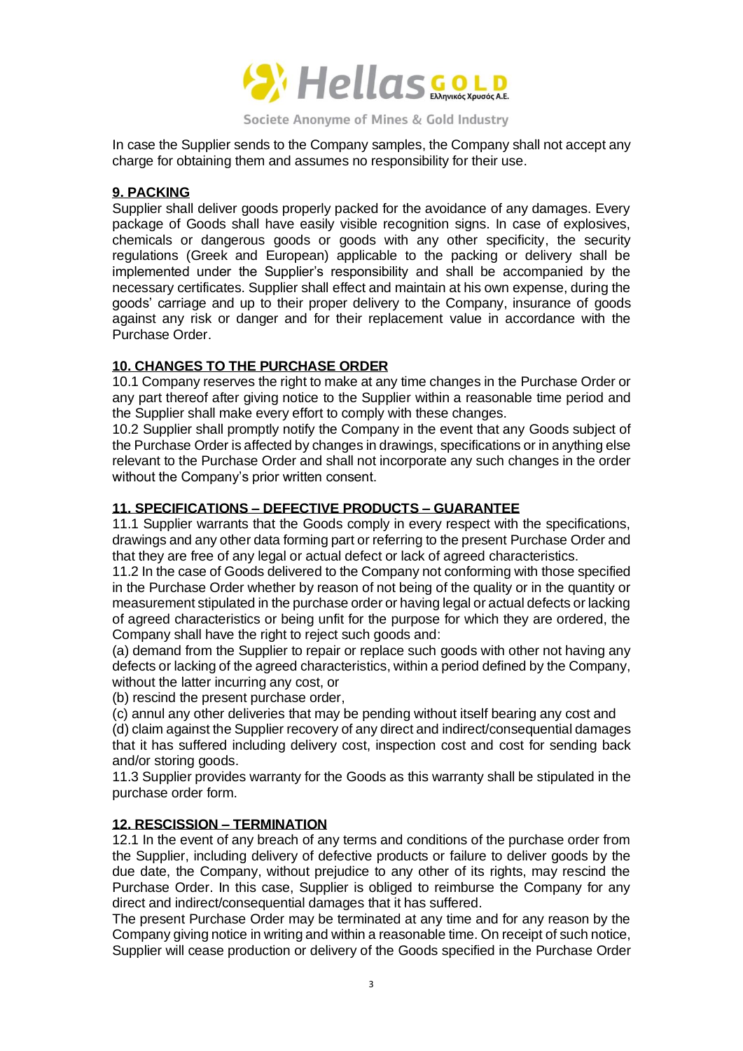In case the Supplier sends to the Company samples, the Company shall not accept any charge for obtaining them and assumes no responsibility for their use.

## 9. PACKING

Supplier shall deliver goods properly packed for the avoidance of any damages. Every package of Goods shall have easily visible recognition signs. In case of explosives, chemicals or dangerous goods or goods with any other specificity, the security regulations (Greek and European) applicable to the packing or delivery shall be implemented under the Supplier's responsibility and shall be accompanied by the necessary certificates. Supplier shall effect and maintain at his own expense, during the goods' carriage and up to their proper delivery to the Company, insurance of goods against any risk or danger and for their replacement value in accordance with the Purchase Order.

## 10. CHANGES TO THE PURCHASE ORDER

10.1 Company reserves the right to make at any time changes in the Purchase Order or any part thereof after giving notice to the Supplier within a reasonable time period and the Supplier shall make every effort to comply with these changes.

10.2 Supplier shall promptly notify the Company in the event that any Goods subject of the Purchase Order is affected by changes in drawings, specifications or in anything else relevant to the Purchase Order and shall not incorporate any such changes in the order without the Company's prior written consent.

## 11. SPECIFICATIONS – DEFECTIVE PRODUCTS – GUARANTEE

11.1 Supplier warrants that the Goods comply in every respect with the specifications, drawings and any other data forming part or referring to the present Purchase Order and that they are free of any legal or actual defect or lack of agreed characteristics.

11.2 In the case of Goods delivered to the Company not conforming with those specified in the Purchase Order whether by reason of not being of the quality or in the quantity or measurement stipulated in the purchase order or having legal or actual defects or lacking of agreed characteristics or being unfit for the purpose for which they are ordered, the Company shall have the right to reject such goods and:

(a) demand from the Supplier to repair or replace such goods with other not having any defects or lacking of the agreed characteristics, within a period defined by the Company, without the latter incurring any cost, or

(b) rescind the present purchase order,

(c) annul any other deliveries that may be pending without itself bearing any cost and

(d) claim against the Supplier recovery of any direct and indirect/consequential damages that it has suffered including delivery cost, inspection cost and cost for sending back and/or storing goods.

11.3 Supplier provides warranty for the Goods as this warranty shall be stipulated in the purchase order form.

## 12. RESCISSION – TERMINATION

12.1 In the event of any breach of any terms and conditions of the purchase order from the Supplier, including delivery of defective products or failure to deliver goods by the due date, the Company, without prejudice to any other of its rights, may rescind the Purchase Order. In this case, Supplier is obliged to reimburse the Company for any direct and indirect/consequential damages that it has suffered.

The present Purchase Order may be terminated at any time and for any reason by the Company giving notice in writing and within a reasonable time. On receipt of such notice, Supplier will cease production or delivery of the Goods specified in the Purchase Order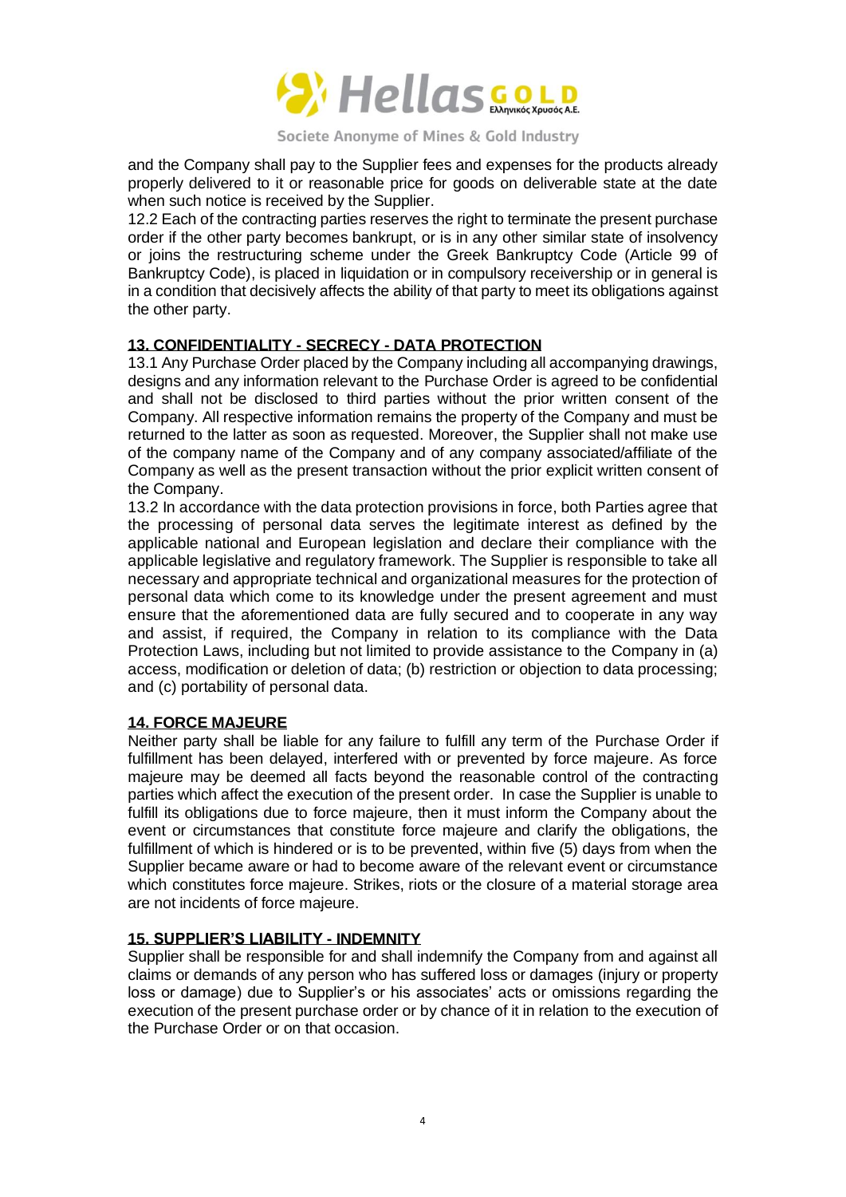and the Company shall pay to the Supplier fees and expenses for the products already properly delivered to it or reasonable price for goods on deliverable state at the date when such notice is received by the Supplier.

12.2 Each of the contracting parties reserves the right to terminate the present purchase order if the other party becomes bankrupt, or is in any other similar state of insolvency or joins the restructuring scheme under the Greek Bankruptcy Code (Article 99 of Bankruptcy Code), is placed in liquidation or in compulsory receivership or in general is in a condition that decisively affects the ability of that party to meet its obligations against the other party.

## 13. CONFIDENTIALITY - SECRECY - DATA PROTECTION

13.1 Any Purchase Order placed by the Company including all accompanying drawings, designs and any information relevant to the Purchase Order is agreed to be confidential and shall not be disclosed to third parties without the prior written consent of the Company. All respective information remains the property of the Company and must be returned to the latter as soon as requested. Moreover, the Supplier shall not make use of the company name of the Company and of any company associated/affiliate of the Company as well as the present transaction without the prior explicit written consent of the Company.

13.2 In accordance with the data protection provisions in force, both Parties agree that the processing of personal data serves the legitimate interest as defined by the applicable national and European legislation and declare their compliance with the applicable legislative and regulatory framework. The Supplier is responsible to take all necessary and appropriate technical and organizational measures for the protection of personal data which come to its knowledge under the present agreement and must ensure that the aforementioned data are fully secured and to cooperate in any way and assist, if required, the Company in relation to its compliance with the Data Protection Laws, including but not limited to provide assistance to the Company in (a) access, modification or deletion of data; (b) restriction or objection to data processing; and (c) portability of personal data.

## 14. FORCE MAJEURE

Neither party shall be liable for any failure to fulfill any term of the Purchase Order if fulfillment has been delayed, interfered with or prevented by force majeure. As force majeure may be deemed all facts beyond the reasonable control of the contracting parties which affect the execution of the present order. In case the Supplier is unable to fulfill its obligations due to force majeure, then it must inform the Company about the event or circumstances that constitute force majeure and clarify the obligations, the fulfillment of which is hindered or is to be prevented, within five (5) days from when the Supplier became aware or had to become aware of the relevant event or circumstance which constitutes force majeure. Strikes, riots or the closure of a material storage area are not incidents of force majeure.

## 15. SUPPLIER'S LIABILITY - INDEMNITY

Supplier shall be responsible for and shall indemnify the Company from and against all claims or demands of any person who has suffered loss or damages (injury or property loss or damage) due to Supplier's or his associates' acts or omissions regarding the execution of the present purchase order or by chance of it in relation to the execution of the Purchase Order or on that occasion.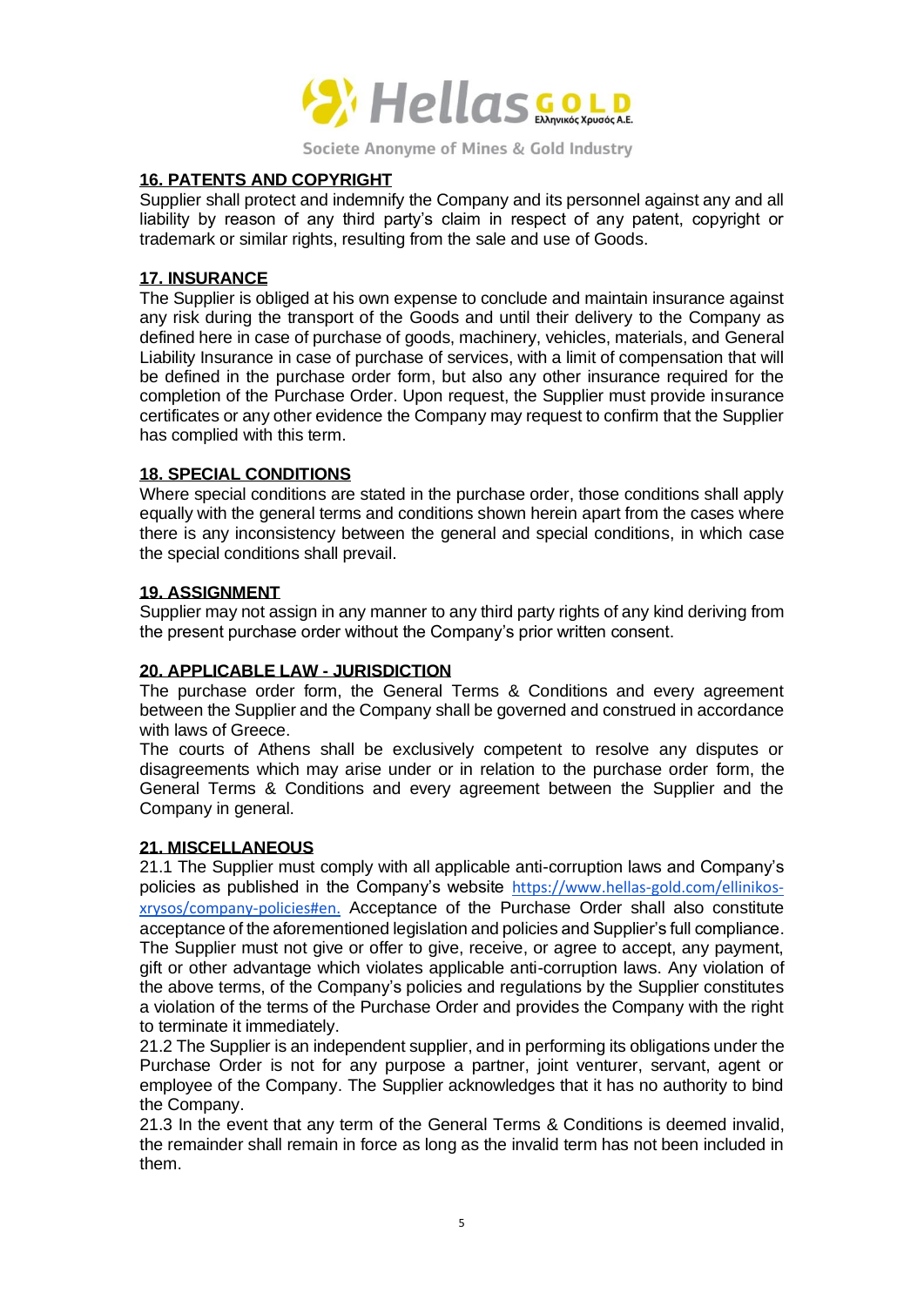## 16. PATENTS AND COPYRIGHT

Supplier shall protect and indemnify the Company and its personnel against any and all liability by reason of any third party's claim in respect of any patent, copyright or trademark or similar rights, resulting from the sale and use of Goods.

## 17. INSURANCE

The Supplier is obliged at his own expense to conclude and maintain insurance against any risk during the transport of the Goods and until their delivery to the Company as defined here in case of purchase of goods, machinery, vehicles, materials, and General Liability Insurance in case of purchase of services, with a limit of compensation that will be defined in the purchase order form, but also any other insurance required for the completion of the Purchase Order. Upon request, the Supplier must provide insurance certificates or any other evidence the Company may request to confirm that the Supplier has complied with this term.

## 18. SPECIAL CONDITIONS

Where special conditions are stated in the purchase order, those conditions shall apply equally with the general terms and conditions shown herein apart from the cases where there is any inconsistency between the general and special conditions, in which case the special conditions shall prevail.

## 19. ASSIGNMENT

Supplier may not assign in any manner to any third party rights of any kind deriving from the present purchase order without the Company's prior written consent.

## 20. APPLICABLE LAW - JURISDICTION

The purchase order form, the General Terms & Conditions and every agreement between the Supplier and the Company shall be governed and construed in accordance with laws of Greece.

The courts of Athens shall be exclusively competent to resolve any disputes or disagreements which may arise under or in relation to the purchase order form, the General Terms & Conditions and every agreement between the Supplier and the Company in general.

## 21. MISCELLANEOUS

21.1 The Supplier must comply with all applicable anti-corruption laws and Company's policies as published in the Company's website https://www.hellas-gold.com/ellinikos-xrysos/company-policies#en. Acceptance of the Purchase Order shall also constitute acceptance of the aforementioned legislation and policies and Supplier's full compliance. The Supplier must not give or offer to give, receive, or agree to accept, any payment, gift or other advantage which violates applicable anti-corruption laws. Any violation of the above terms, of the Company's policies and regulations by the Supplier constitutes a violation of the terms of the Purchase Order and provides the Company with the right to terminate it immediately.

21.2 The Supplier is an independent supplier, and in performing its obligations under the Purchase Order is not for any purpose a partner, joint venturer, servant, agent or employee of the Company. The Supplier acknowledges that it has no authority to bind the Company.

21.3 In the event that any term of the General Terms & Conditions is deemed invalid, the remainder shall remain in force as long as the invalid term has not been included in them.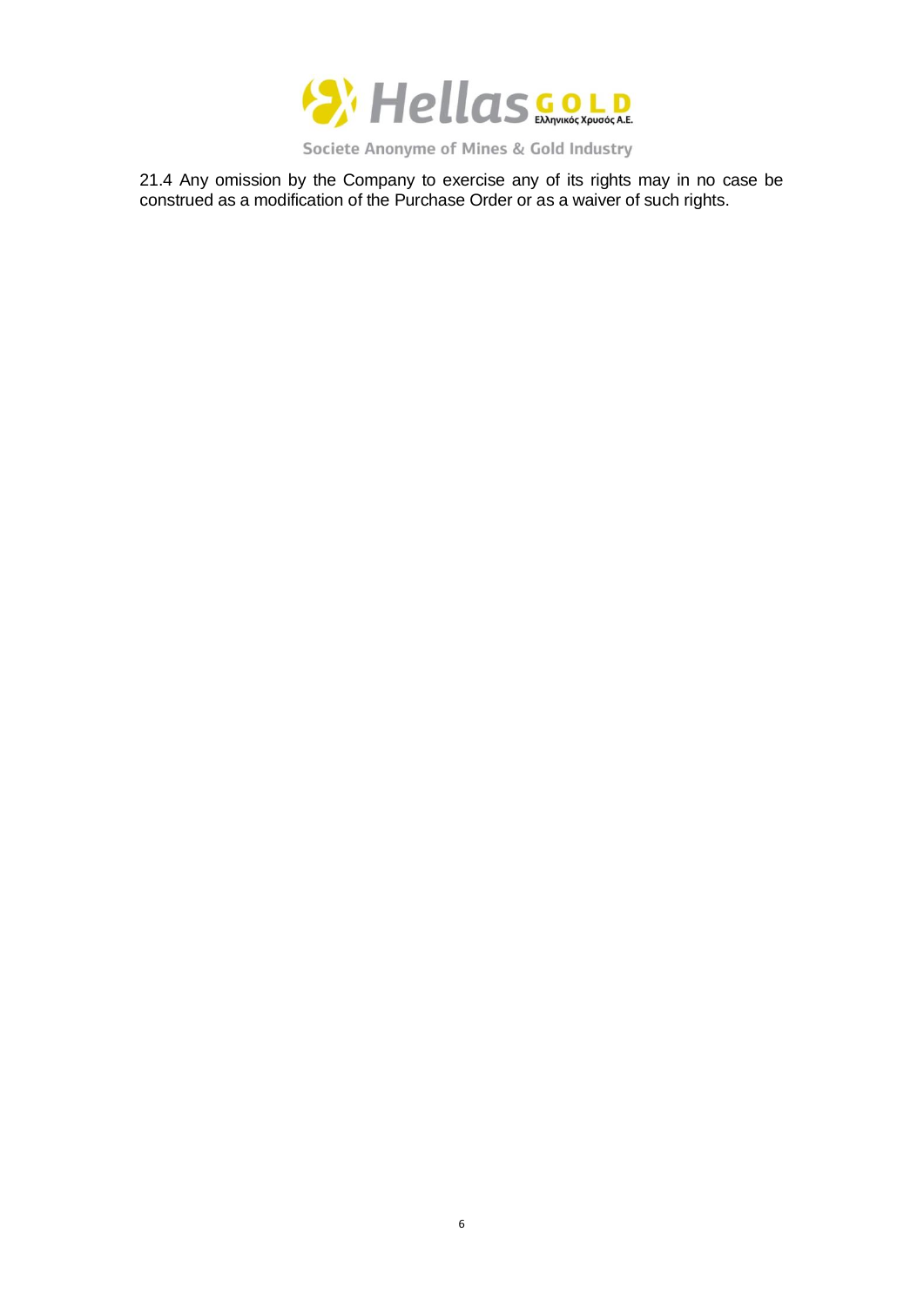21.4 Any omission by the Company to exercise any of its rights may in no case be construed as a modification of the Purchase Order or as a waiver of such rights.